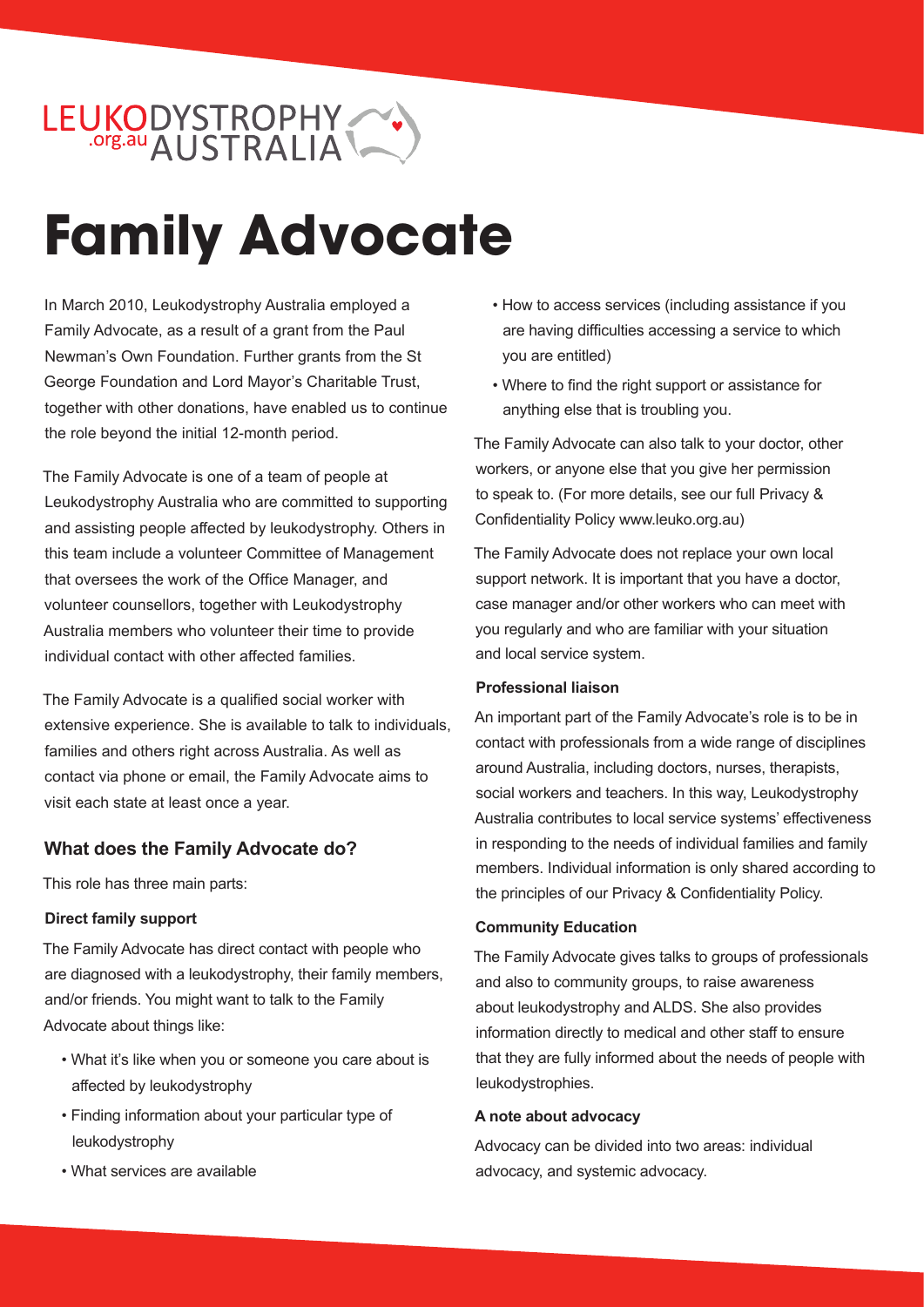LEUKODYSTROPHY AUSTRALIA .org.au

# Family Advocate

In March 2010, Leukodystrophy Australia employed a Family Advocate, as a result of a grant from the Paul Newman's Own Foundation. Further grants from the St George Foundation and Lord Mayor's Charitable Trust, together with other donations, have enabled us to continue the role beyond the initial 12-month period.

The Family Advocate is one of a team of people at Leukodystrophy Australia who are committed to supporting and assisting people affected by leukodystrophy. Others in this team include a volunteer Committee of Management that oversees the work of the Office Manager, and volunteer counsellors, together with Leukodystrophy Australia members who volunteer their time to provide individual contact with other affected families.

The Family Advocate is a qualified social worker with extensive experience. She is available to talk to individuals, families and others right across Australia. As well as contact via phone or email, the Family Advocate aims to visit each state at least once a year.

## What does the Family Advocate do?

This role has three main parts:

### Direct family support

The Family Advocate has direct contact with people who are diagnosed with a leukodystrophy, their family members, and/or friends. You might want to talk to the Family Advocate about things like:

- What it's like when you or someone you care about is affected by leukodystrophy
- Finding information about your particular type of leukodystrophy
- What services are available
- How to access services (including assistance if you are having difficulties accessing a service to which you are entitled)
- Where to find the right support or assistance for anything else that is troubling you.

The Family Advocate can also talk to your doctor, other workers, or anyone else that you give her permission to speak to. (For more details, see our full Privacy & Confidentiality Policy www.leuko.org.au)

The Family Advocate does not replace your own local support network. It is important that you have a doctor, case manager and/or other workers who can meet with you regularly and who are familiar with your situation and local service system.

### Professional liaison

An important part of the Family Advocate's role is to be in contact with professionals from a wide range of disciplines around Australia, including doctors, nurses, therapists, social workers and teachers. In this way, Leukodystrophy Australia contributes to local service systems' effectiveness in responding to the needs of individual families and family members. Individual information is only shared according to the principles of our Privacy & Confidentiality Policy.

### Community Education

The Family Advocate gives talks to groups of professionals and also to community groups, to raise awareness about leukodystrophy and ALDS. She also provides information directly to medical and other staff to ensure that they are fully informed about the needs of people with leukodystrophies.

### A note about advocacy

Advocacy can be divided into two areas: individual advocacy, and systemic advocacy.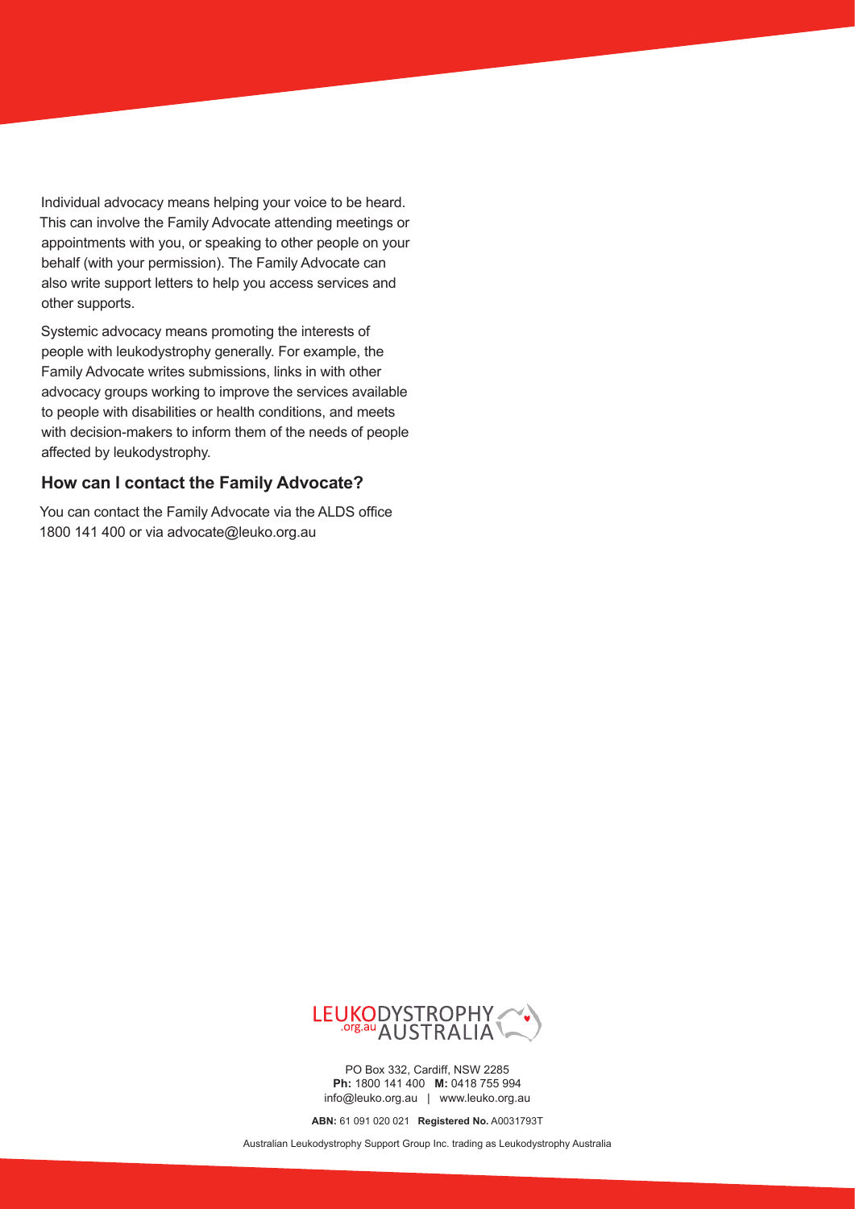Individual advocacy means helping your voice to be heard. This can involve the Family Advocate attending meetings or appointments with you, or speaking to other people on your behalf (with your permission). The Family Advocate can also write support letters to help you access services and other supports.

Systemic advocacy means promoting the interests of people with leukodystrophy generally. For example, the Family Advocate writes submissions, links in with other advocacy groups working to improve the services available to people with disabilities or health conditions, and meets with decision-makers to inform them of the needs of people affected by leukodystrophy.

## How can I contact the Family Advocate?

You can contact the Family Advocate via the ALDS office 1800 141 400 or via advocate@leuko.org.au

LEUKODYSTROPHY .org.au AUSTRALIA

PO Box 332, Cardiff, NSW 2285
**Ph:** 1800 141 400 **M:** 0418 755 994
info@leuko.org.au | www.leuko.org.au

**ABN:** 61 091 020 021 **Registered No.** A0031793T

Australian Leukodystrophy Support Group Inc. trading as Leukodystrophy Australia